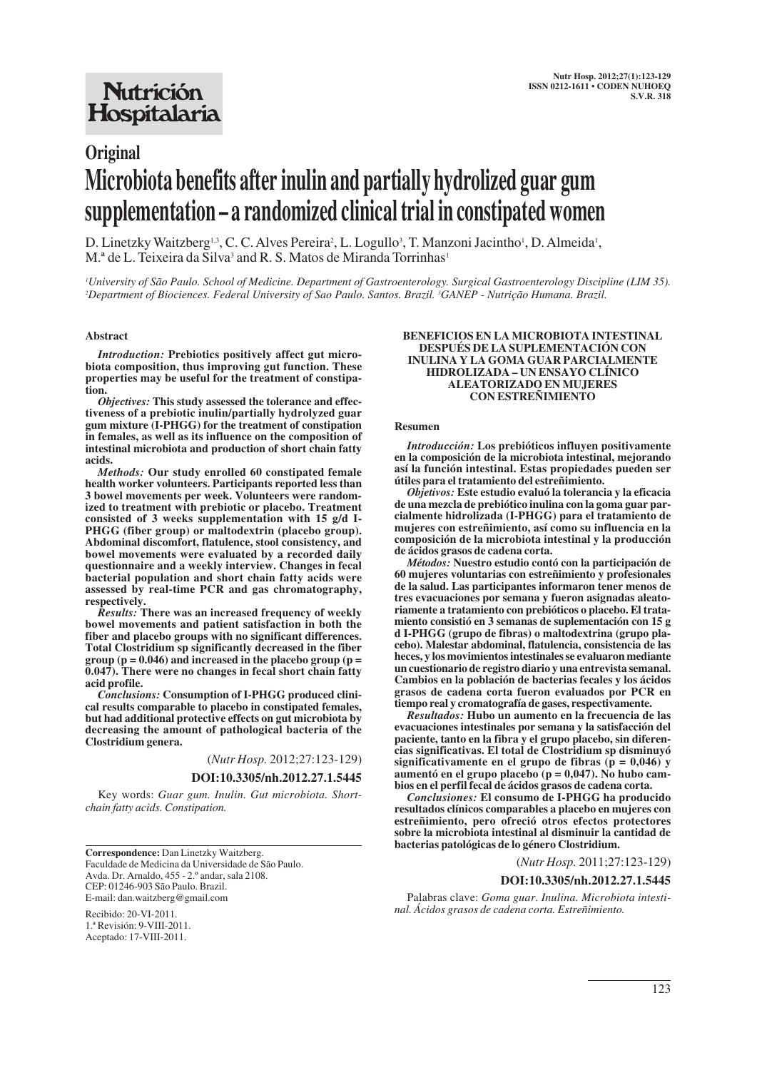Original

# Microbiota benefits after inulin and partially hydrolized guar gum supplementation – a randomized clinical trial in constipated women

D. Linetzky Waitzberg[1,3], C. C. Alves Pereira[2], L. Logullo[3], T. Manzoni Jacintho[1], D. Almeida[1], M.ª de L. Teixeira da Silva[3] and R. S. Matos de Miranda Torrinhas[1]

[1]University of São Paulo. School of Medicine. Department of Gastroenterology. Surgical Gastroenterology Discipline (LIM 35). [2]Department of Biociences. Federal University of Sao Paulo. Santos. Brazil. [3]GANEP - Nutrição Humana. Brazil.

## Abstract

***Introduction:*** **Prebiotics positively affect gut microbiota composition, thus improving gut function. These properties may be useful for the treatment of constipation.**

***Objectives:*** **This study assessed the tolerance and effectiveness of a prebiotic inulin/partially hydrolyzed guar gum mixture (I-PHGG) for the treatment of constipation in females, as well as its influence on the composition of intestinal microbiota and production of short chain fatty acids.**

***Methods:*** **Our study enrolled 60 constipated female health worker volunteers. Participants reported less than 3 bowel movements per week. Volunteers were randomized to treatment with prebiotic or placebo. Treatment consisted of 3 weeks supplementation with 15 g/d I-PHGG (fiber group) or maltodextrin (placebo group). Abdominal discomfort, flatulence, stool consistency, and bowel movements were evaluated by a recorded daily questionnaire and a weekly interview. Changes in fecal bacterial population and short chain fatty acids were assessed by real-time PCR and gas chromatography, respectively.**

***Results:*** **There was an increased frequency of weekly bowel movements and patient satisfaction in both the fiber and placebo groups with no significant differences. Total Clostridium sp significantly decreased in the fiber group ($p = 0.046$) and increased in the placebo group ($p = 0.047$). There were no changes in fecal short chain fatty acid profile.**

***Conclusions:*** **Consumption of I-PHGG produced clinical results comparable to placebo in constipated females, but had additional protective effects on gut microbiota by decreasing the amount of pathological bacteria of the Clostridium genera.**

(*Nutr Hosp.* 2012;27:123-129)

**DOI:10.3305/nh.2012.27.1.5445**

Key words: *Guar gum. Inulin. Gut microbiota. Short-chain fatty acids. Constipation.*

**Correspondence:** Dan Linetzky Waitzberg.
Faculdade de Medicina da Universidade de São Paulo.
Avda. Dr. Arnaldo, 455 - 2.º andar, sala 2108.
CEP: 01246-903 São Paulo. Brazil.
E-mail: dan.waitzberg@gmail.com

Recibido: 20-VI-2011.
1.ª Revisión: 9-VIII-2011.
Aceptado: 17-VIII-2011.

## BENEFICIOS EN LA MICROBIOTA INTESTINAL DESPUÉS DE LA SUPLEMENTACIÓN CON INULINA Y LA GOMA GUAR PARCIALMENTE HIDROLIZADA – UN ENSAYO CLÍNICO ALEATORIZADO EN MUJERES CON ESTREÑIMIENTO

### Resumen

***Introducción:*** **Los prebióticos influyen positivamente en la composición de la microbiota intestinal, mejorando así la función intestinal. Estas propiedades pueden ser útiles para el tratamiento del estreñimiento.**

***Objetivos:*** **Este estudio evaluó la tolerancia y la eficacia de una mezcla de prebiótico inulina con la goma guar parcialmente hidrolizada (I-PHGG) para el tratamiento de mujeres con estreñimiento, así como su influencia en la composición de la microbiota intestinal y la producción de ácidos grasos de cadena corta.**

***Métodos:*** **Nuestro estudio contó con la participación de 60 mujeres voluntarias con estreñimiento y profesionales de la salud. Las participantes informaron tener menos de tres evacuaciones por semana y fueron asignadas aleatoriamente a tratamiento con prebióticos o placebo. El tratamiento consistió en 3 semanas de suplementación con 15 g d I-PHGG (grupo de fibras) o maltodextrina (grupo placebo). Malestar abdominal, flatulencia, consistencia de las heces, y los movimientos intestinales se evaluaron mediante un cuestionario de registro diario y una entrevista semanal. Cambios en la población de bacterias fecales y los ácidos grasos de cadena corta fueron evaluados por PCR en tiempo real y cromatografía de gases, respectivamente.**

***Resultados:*** **Hubo un aumento en la frecuencia de las evacuaciones intestinales por semana y la satisfacción del paciente, tanto en la fibra y el grupo placebo, sin diferencias significativas. El total de Clostridium sp disminuyó significativamente en el grupo de fibras ($p = 0,046$) y aumentó en el grupo placebo ($p = 0,047$). No hubo cambios en el perfil fecal de ácidos grasos de cadena corta.**

***Conclusiones:*** **El consumo de I-PHGG ha producido resultados clínicos comparables a placebo en mujeres con estreñimiento, pero ofreció otros efectos protectores sobre la microbiota intestinal al disminuir la cantidad de bacterias patológicas de lo género Clostridium.**

(*Nutr Hosp.* 2011;27:123-129)

**DOI:10.3305/nh.2012.27.1.5445**

Palabras clave: *Goma guar. Inulina. Microbiota intestinal. Ácidos grasos de cadena corta. Estreñimiento.*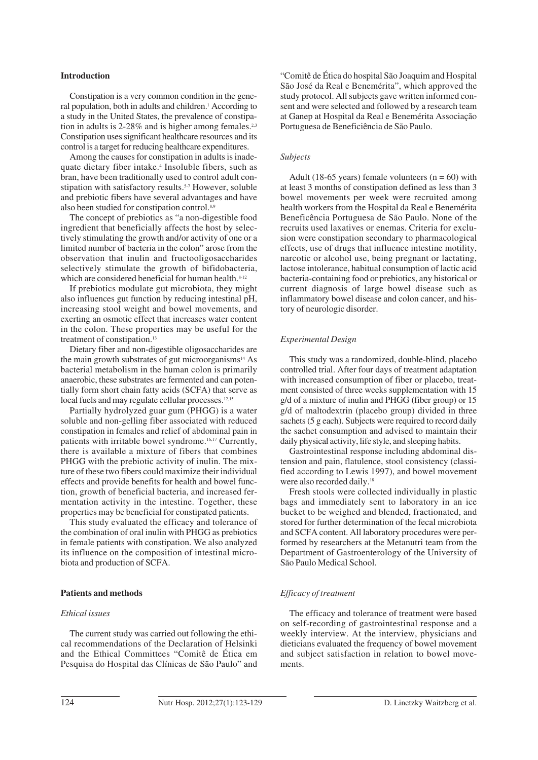## Introduction

Constipation is a very common condition in the general population, both in adults and children.[1] According to a study in the United States, the prevalence of constipation in adults is 2-28% and is higher among females.[2,3] Constipation uses significant healthcare resources and its control is a target for reducing healthcare expenditures.

Among the causes for constipation in adults is inadequate dietary fiber intake.[4] Insoluble fibers, such as bran, have been traditionally used to control adult constipation with satisfactory results.[5-7] However, soluble and prebiotic fibers have several advantages and have also been studied for constipation control.[8,9]

The concept of prebiotics as "a non-digestible food ingredient that beneficially affects the host by selectively stimulating the growth and/or activity of one or a limited number of bacteria in the colon" arose from the observation that inulin and fructooligosaccharides selectively stimulate the growth of bifidobacteria, which are considered beneficial for human health.[8-12]

If prebiotics modulate gut microbiota, they might also influences gut function by reducing intestinal pH, increasing stool weight and bowel movements, and exerting an osmotic effect that increases water content in the colon. These properties may be useful for the treatment of constipation.[13]

Dietary fiber and non-digestible oligosaccharides are the main growth substrates of gut microorganisms[14] As bacterial metabolism in the human colon is primarily anaerobic, these substrates are fermented and can potentially form short chain fatty acids (SCFA) that serve as local fuels and may regulate cellular processes.[12,15]

Partially hydrolyzed guar gum (PHGG) is a water soluble and non-gelling fiber associated with reduced constipation in females and relief of abdominal pain in patients with irritable bowel syndrome.[16,17] Currently, there is available a mixture of fibers that combines PHGG with the prebiotic activity of inulin. The mixture of these two fibers could maximize their individual effects and provide benefits for health and bowel function, growth of beneficial bacteria, and increased fermentation activity in the intestine. Together, these properties may be beneficial for constipated patients.

This study evaluated the efficacy and tolerance of the combination of oral inulin with PHGG as prebiotics in female patients with constipation. We also analyzed its influence on the composition of intestinal microbiota and production of SCFA.

## Patients and methods

### *Ethical issues*

The current study was carried out following the ethical recommendations of the Declaration of Helsinki and the Ethical Committees "Comitê de Ética em Pesquisa do Hospital das Clínicas de São Paulo" and "Comitê de Ética do hospital São Joaquim and Hospital São José da Real e Benemérita", which approved the study protocol. All subjects gave written informed consent and were selected and followed by a research team at Ganep at Hospital da Real e Benemérita Associação Portuguesa de Beneficiência de São Paulo.

### *Subjects*

Adult (18-65 years) female volunteers (n = 60) with at least 3 months of constipation defined as less than 3 bowel movements per week were recruited among health workers from the Hospital da Real e Benemérita Beneficência Portuguesa de São Paulo. None of the recruits used laxatives or enemas. Criteria for exclusion were constipation secondary to pharmacological effects, use of drugs that influence intestine motility, narcotic or alcohol use, being pregnant or lactating, lactose intolerance, habitual consumption of lactic acid bacteria-containing food or prebiotics, any historical or current diagnosis of large bowel disease such as inflammatory bowel disease and colon cancer, and history of neurologic disorder.

### *Experimental Design*

This study was a randomized, double-blind, placebo controlled trial. After four days of treatment adaptation with increased consumption of fiber or placebo, treatment consisted of three weeks supplementation with 15 g/d of a mixture of inulin and PHGG (fiber group) or 15 g/d of maltodextrin (placebo group) divided in three sachets (5 g each). Subjects were required to record daily the sachet consumption and advised to maintain their daily physical activity, life style, and sleeping habits.

Gastrointestinal response including abdominal distension and pain, flatulence, stool consistency (classified according to Lewis 1997), and bowel movement were also recorded daily.[18]

Fresh stools were collected individually in plastic bags and immediately sent to laboratory in an ice bucket to be weighed and blended, fractionated, and stored for further determination of the fecal microbiota and SCFA content. All laboratory procedures were performed by researchers at the Metanutri team from the Department of Gastroenterology of the University of São Paulo Medical School.

### *Efficacy of treatment*

The efficacy and tolerance of treatment were based on self-recording of gastrointestinal response and a weekly interview. At the interview, physicians and dieticians evaluated the frequency of bowel movement and subject satisfaction in relation to bowel movements.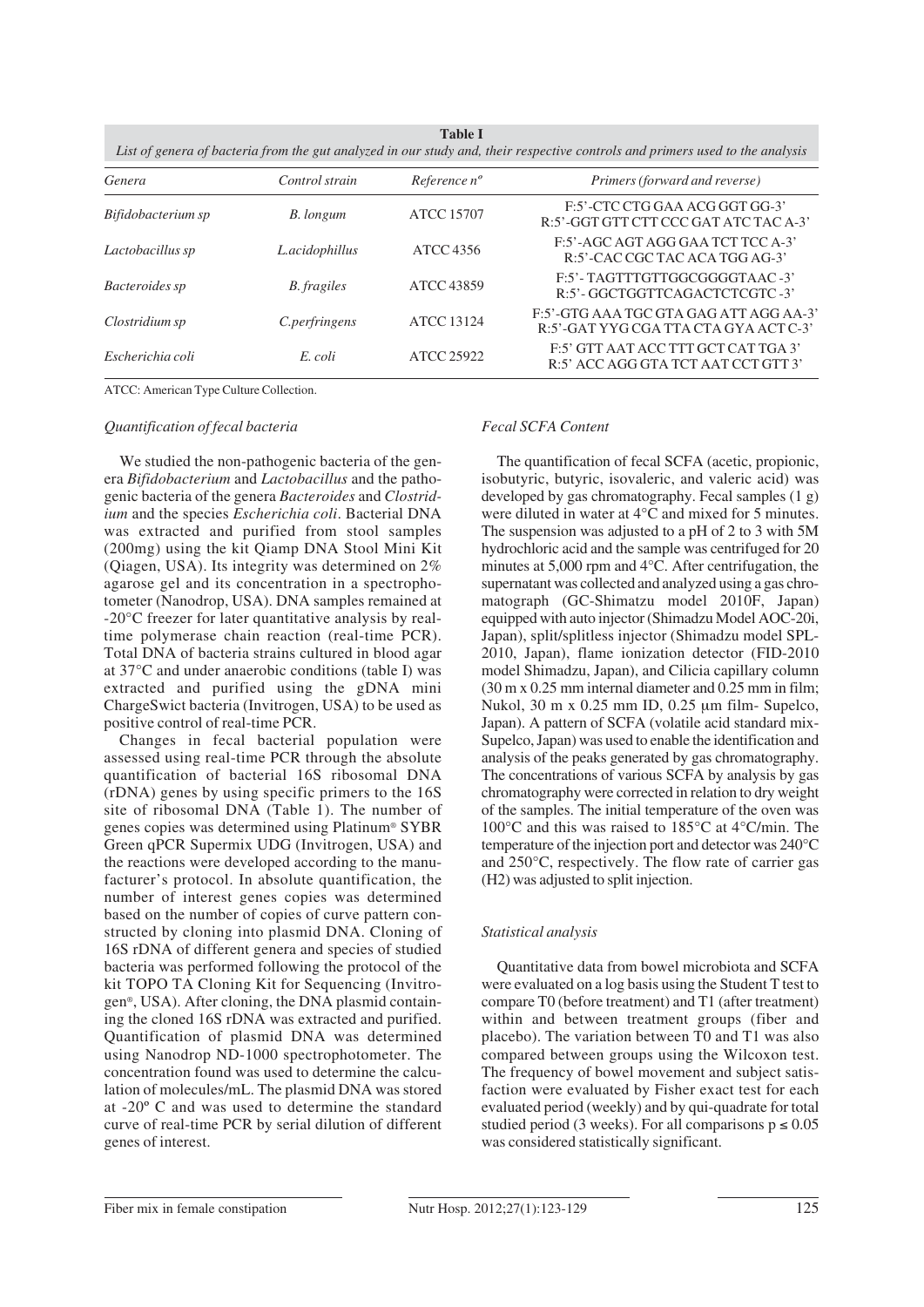**Table I**
*List of genera of bacteria from the gut analyzed in our study and, their respective controls and primers used to the analysis*

| *Genera* | *Control strain* | *Reference nº* | *Primers (forward and reverse)* |
|---|---|---|---|
| *Bifidobacterium sp* | *B. longum* | ATCC 15707 | F:5'-CTC CTG GAA ACG GGT GG-3'<br>R:5'-GGT GTT CTT CCC GAT ATC TAC A-3' |
| *Lactobacillus sp* | *L.acidophillus* | ATCC 4356 | F:5'-AGC AGT AGG GAA TCT TCC A-3'<br>R:5'-CAC CGC TAC ACA TGG AG-3' |
| *Bacteroides sp* | *B. fragiles* | ATCC 43859 | F:5'- TAGTTTGTTGGCGGGGTAAC -3'<br>R:5'- GGCTGGTTCAGACTCTCGTC -3' |
| *Clostridium sp* | *C.perfringens* | ATCC 13124 | F:5'-GTG AAA TGC GTA GAG ATT AGG AA-3'<br>R:5'-GAT YYG CGA TTA CTA GYA ACT C-3' |
| *Escherichia coli* | *E. coli* | ATCC 25922 | F:5' GTT AAT ACC TTT GCT CAT TGA 3'<br>R:5' ACC AGG GTA TCT AAT CCT GTT 3' |

ATCC: American Type Culture Collection.

### *Quantification of fecal bacteria*

We studied the non-pathogenic bacteria of the genera *Bifidobacterium* and *Lactobacillus* and the pathogenic bacteria of the genera *Bacteroides* and *Clostridium* and the species *Escherichia coli*. Bacterial DNA was extracted and purified from stool samples (200mg) using the kit Qiamp DNA Stool Mini Kit (Qiagen, USA). Its integrity was determined on 2% agarose gel and its concentration in a spectrophotometer (Nanodrop, USA). DNA samples remained at -20°C freezer for later quantitative analysis by real-time polymerase chain reaction (real-time PCR). Total DNA of bacteria strains cultured in blood agar at 37°C and under anaerobic conditions (table I) was extracted and purified using the gDNA mini ChargeSwict bacteria (Invitrogen, USA) to be used as positive control of real-time PCR.

Changes in fecal bacterial population were assessed using real-time PCR through the absolute quantification of bacterial 16S ribosomal DNA (rDNA) genes by using specific primers to the 16S site of ribosomal DNA (Table 1). The number of genes copies was determined using Platinum® SYBR Green qPCR Supermix UDG (Invitrogen, USA) and the reactions were developed according to the manufacturer's protocol. In absolute quantification, the number of interest genes copies was determined based on the number of copies of curve pattern constructed by cloning into plasmid DNA. Cloning of 16S rDNA of different genera and species of studied bacteria was performed following the protocol of the kit TOPO TA Cloning Kit for Sequencing (Invitrogen®, USA). After cloning, the DNA plasmid containing the cloned 16S rDNA was extracted and purified. Quantification of plasmid DNA was determined using Nanodrop ND-1000 spectrophotometer. The concentration found was used to determine the calculation of molecules/mL. The plasmid DNA was stored at -20º C and was used to determine the standard curve of real-time PCR by serial dilution of different genes of interest.

### *Fecal SCFA Content*

The quantification of fecal SCFA (acetic, propionic, isobutyric, butyric, isovaleric, and valeric acid) was developed by gas chromatography. Fecal samples (1 g) were diluted in water at 4°C and mixed for 5 minutes. The suspension was adjusted to a pH of 2 to 3 with 5M hydrochloric acid and the sample was centrifuged for 20 minutes at 5,000 rpm and 4°C. After centrifugation, the supernatant was collected and analyzed using a gas chromatograph (GC-Shimatzu model 2010F, Japan) equipped with auto injector (Shimadzu Model AOC-20i, Japan), split/splitless injector (Shimadzu model SPL-2010, Japan), flame ionization detector (FID-2010 model Shimadzu, Japan), and Cilicia capillary column (30 m x 0.25 mm internal diameter and 0.25 mm in film; Nukol, 30 m x 0.25 mm ID, 0.25 μm film- Supelco, Japan). A pattern of SCFA (volatile acid standard mix-Supelco, Japan) was used to enable the identification and analysis of the peaks generated by gas chromatography. The concentrations of various SCFA by analysis by gas chromatography were corrected in relation to dry weight of the samples. The initial temperature of the oven was 100°C and this was raised to 185°C at 4°C/min. The temperature of the injection port and detector was 240°C and 250°C, respectively. The flow rate of carrier gas ($H_2$) was adjusted to split injection.

### *Statistical analysis*

Quantitative data from bowel microbiota and SCFA were evaluated on a log basis using the Student T test to compare T0 (before treatment) and T1 (after treatment) within and between treatment groups (fiber and placebo). The variation between T0 and T1 was also compared between groups using the Wilcoxon test. The frequency of bowel movement and subject satisfaction were evaluated by Fisher exact test for each evaluated period (weekly) and by qui-quadrate for total studied period (3 weeks). For all comparisons $p \leq 0.05$ was considered statistically significant.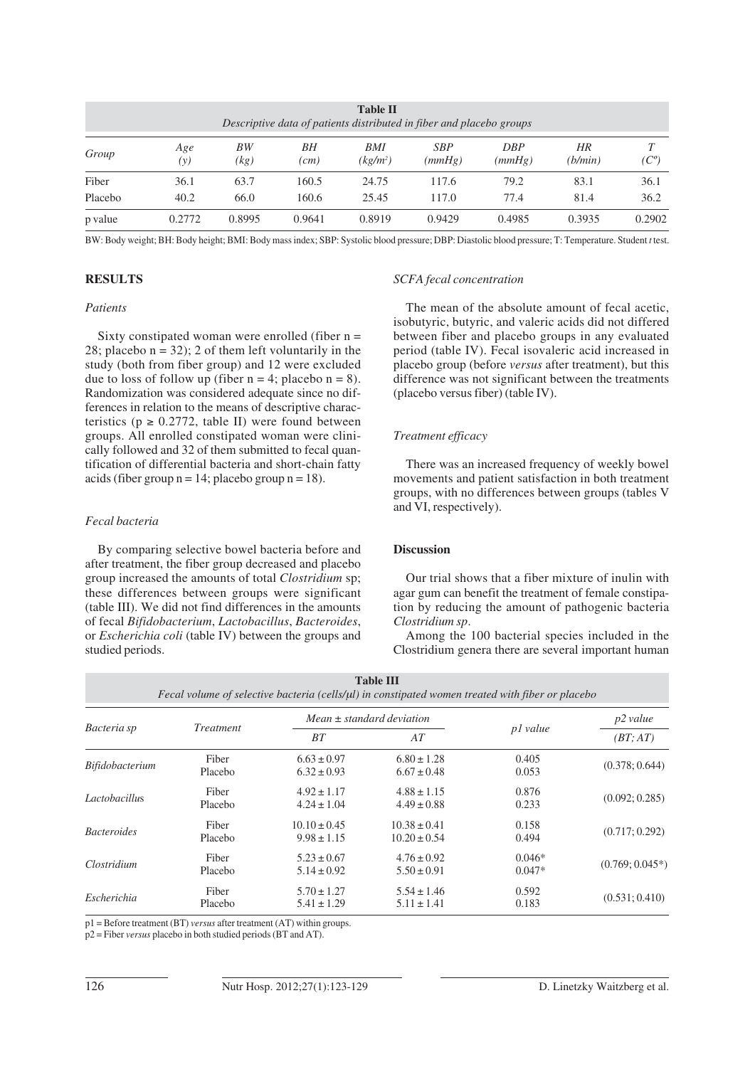**Table II**
*Descriptive data of patients distributed in fiber and placebo groups*

| Group | Age (y) | BW (kg) | BH (cm) | BMI ($kg/m^2$) | SBP (mmHg) | DBP (mmHg) | HR (b/min) | T (C°) |
|---|---|---|---|---|---|---|---|---|
| Fiber | 36.1 | 63.7 | 160.5 | 24.75 | 117.6 | 79.2 | 83.1 | 36.1 |
| Placebo | 40.2 | 66.0 | 160.6 | 25.45 | 117.0 | 77.4 | 81.4 | 36.2 |
| p value | 0.2772 | 0.8995 | 0.9641 | 0.8919 | 0.9429 | 0.4985 | 0.3935 | 0.2902 |

BW: Body weight; BH: Body height; BMI: Body mass index; SBP: Systolic blood pressure; DBP: Diastolic blood pressure; T: Temperature. Student *t* test.

## RESULTS

### *Patients*

Sixty constipated woman were enrolled (fiber n = 28; placebo n = 32); 2 of them left voluntarily in the study (both from fiber group) and 12 were excluded due to loss of follow up (fiber n = 4; placebo n = 8). Randomization was considered adequate since no differences in relation to the means of descriptive characteristics ($p \geq 0.2772$, table II) were found between groups. All enrolled constipated woman were clinically followed and 32 of them submitted to fecal quantification of differential bacteria and short-chain fatty acids (fiber group n = 14; placebo group n = 18).

### *Fecal bacteria*

By comparing selective bowel bacteria before and after treatment, the fiber group decreased and placebo group increased the amounts of total *Clostridium* sp; these differences between groups were significant (table III). We did not find differences in the amounts of fecal *Bifidobacterium*, *Lactobacillus*, *Bacteroides*, or *Escherichia coli* (table IV) between the groups and studied periods.

### *SCFA fecal concentration*

The mean of the absolute amount of fecal acetic, isobutyric, butyric, and valeric acids did not differed between fiber and placebo groups in any evaluated period (table IV). Fecal isovaleric acid increased in placebo group (before *versus* after treatment), but this difference was not significant between the treatments (placebo versus fiber) (table IV).

### *Treatment efficacy*

There was an increased frequency of weekly bowel movements and patient satisfaction in both treatment groups, with no differences between groups (tables V and VI, respectively).

## Discussion

Our trial shows that a fiber mixture of inulin with agar gum can benefit the treatment of female constipation by reducing the amount of pathogenic bacteria *Clostridium sp*.

Among the 100 bacterial species included in the Clostridium genera there are several important human

**Table III**
*Fecal volume of selective bacteria (cells/µl) in constipated women treated with fiber or placebo*

| Bacteria sp | Treatment | Mean ± standard deviation | | p1 value | p2 value |
|---|---|---|---|---|---|
| | | BT | AT | | (BT; AT) |
| *Bifidobacterium* | Fiber | 6.63 ± 0.97 | 6.80 ± 1.28 | 0.405 | (0.378; 0.644) |
| | Placebo | 6.32 ± 0.93 | 6.67 ± 0.48 | 0.053 | |
| *Lactobacillus* | Fiber | 4.92 ± 1.17 | 4.88 ± 1.15 | 0.876 | (0.092; 0.285) |
| | Placebo | 4.24 ± 1.04 | 4.49 ± 0.88 | 0.233 | |
| *Bacteroides* | Fiber | 10.10 ± 0.45 | 10.38 ± 0.41 | 0.158 | (0.717; 0.292) |
| | Placebo | 9.98 ± 1.15 | 10.20 ± 0.54 | 0.494 | |
| *Clostridium* | Fiber | 5.23 ± 0.67 | 4.76 ± 0.92 | 0.046* | (0.769; 0.045*) |
| | Placebo | 5.14 ± 0.92 | 5.50 ± 0.91 | 0.047* | |
| *Escherichia* | Fiber | 5.70 ± 1.27 | 5.54 ± 1.46 | 0.592 | (0.531; 0.410) |
| | Placebo | 5.41 ± 1.29 | 5.11 ± 1.41 | 0.183 | |

p1 = Before treatment (BT) *versus* after treatment (AT) within groups.
p2 = Fiber *versus* placebo in both studied periods (BT and AT).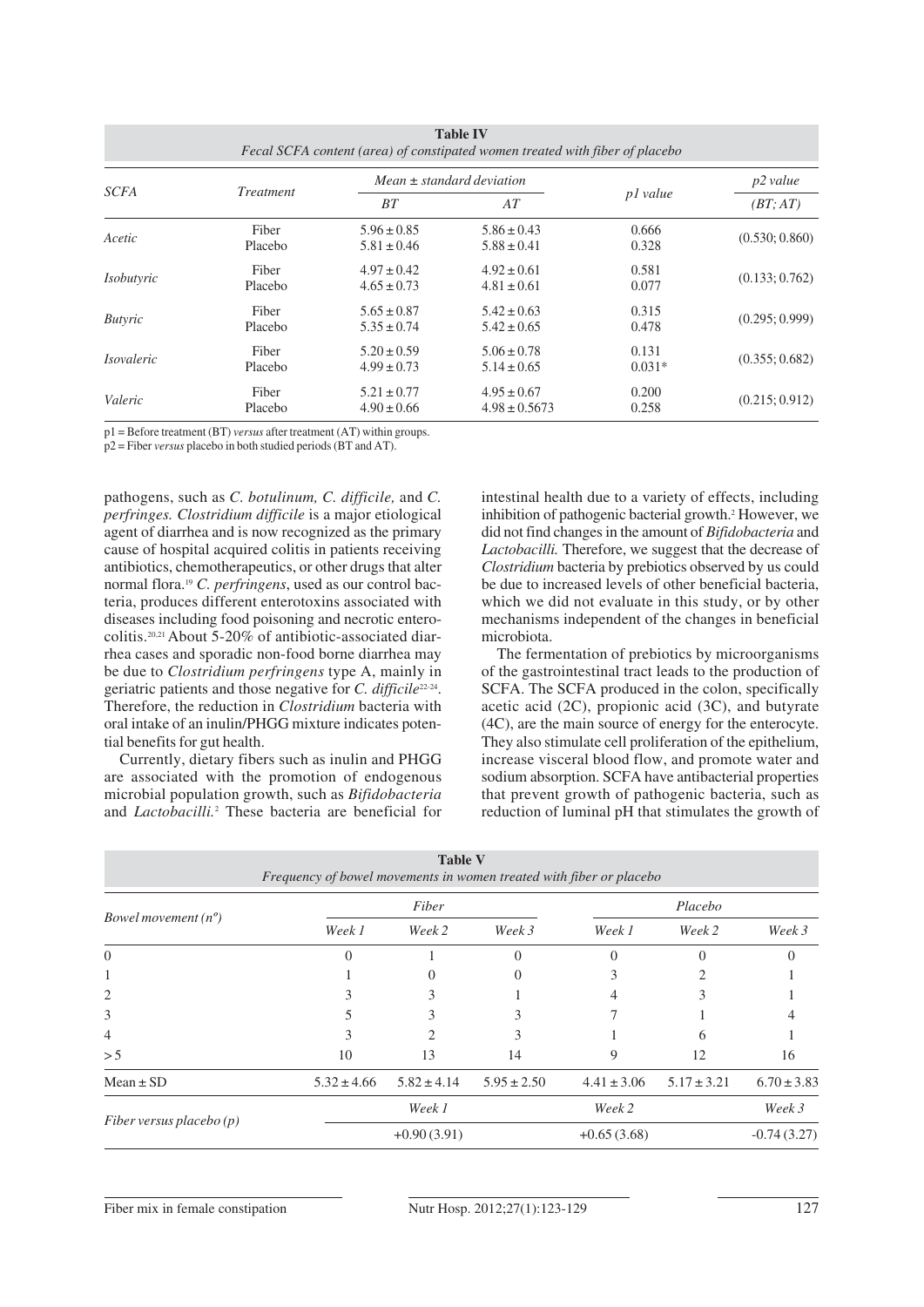**Table IV**
*Fecal SCFA content (area) of constipated women treated with fiber of placebo*

| SCFA | Treatment | Mean ± standard deviation | | p1 value | p2 value |
|---|---|---|---|---|---|
| | | BT | AT | | (BT; AT) |
| *Acetic* | Fiber | 5.96 ± 0.85 | 5.86 ± 0.43 | 0.666 | (0.530; 0.860) |
| | Placebo | 5.81 ± 0.46 | 5.88 ± 0.41 | 0.328 | |
| *Isobutyric* | Fiber | 4.97 ± 0.42 | 4.92 ± 0.61 | 0.581 | (0.133; 0.762) |
| | Placebo | 4.65 ± 0.73 | 4.81 ± 0.61 | 0.077 | |
| *Butyric* | Fiber | 5.65 ± 0.87 | 5.42 ± 0.63 | 0.315 | (0.295; 0.999) |
| | Placebo | 5.35 ± 0.74 | 5.42 ± 0.65 | 0.478 | |
| *Isovaleric* | Fiber | 5.20 ± 0.59 | 5.06 ± 0.78 | 0.131 | (0.355; 0.682) |
| | Placebo | 4.99 ± 0.73 | 5.14 ± 0.65 | 0.031* | |
| *Valeric* | Fiber | 5.21 ± 0.77 | 4.95 ± 0.67 | 0.200 | (0.215; 0.912) |
| | Placebo | 4.90 ± 0.66 | 4.98 ± 0.5673 | 0.258 | |

p1 = Before treatment (BT) *versus* after treatment (AT) within groups.
p2 = Fiber *versus* placebo in both studied periods (BT and AT).

pathogens, such as *C. botulinum, C. difficile,* and *C. perfringes. Clostridium difficile* is a major etiological agent of diarrhea and is now recognized as the primary cause of hospital acquired colitis in patients receiving antibiotics, chemotherapeutics, or other drugs that alter normal flora.[19] *C. perfringens*, used as our control bacteria, produces different enterotoxins associated with diseases including food poisoning and necrotic enterocolitis.[20,21] About 5-20% of antibiotic-associated diarrhea cases and sporadic non-food borne diarrhea may be due to *Clostridium perfringens* type A, mainly in geriatric patients and those negative for *C. difficile*[22-24]. Therefore, the reduction in *Clostridium* bacteria with oral intake of an inulin/PHGG mixture indicates potential benefits for gut health.

Currently, dietary fibers such as inulin and PHGG are associated with the promotion of endogenous microbial population growth, such as *Bifidobacteria* and *Lactobacilli.*[2] These bacteria are beneficial for intestinal health due to a variety of effects, including inhibition of pathogenic bacterial growth.[2] However, we did not find changes in the amount of *Bifidobacteria* and *Lactobacilli.* Therefore, we suggest that the decrease of *Clostridium* bacteria by prebiotics observed by us could be due to increased levels of other beneficial bacteria, which we did not evaluate in this study, or by other mechanisms independent of the changes in beneficial microbiota.

The fermentation of prebiotics by microorganisms of the gastrointestinal tract leads to the production of SCFA. The SCFA produced in the colon, specifically acetic acid (2C), propionic acid (3C), and butyrate (4C), are the main source of energy for the enterocyte. They also stimulate cell proliferation of the epithelium, increase visceral blood flow, and promote water and sodium absorption. SCFA have antibacterial properties that prevent growth of pathogenic bacteria, such as reduction of luminal pH that stimulates the growth of

**Table V**
*Frequency of bowel movements in women treated with fiber or placebo*

| Bowel movement (nº) | Fiber | | | Placebo | | |
|---|---|---|---|---|---|---|
| | Week 1 | Week 2 | Week 3 | Week 1 | Week 2 | Week 3 |
| 0 | 0 | 1 | 0 | 0 | 0 | 0 |
| 1 | 1 | 0 | 0 | 3 | 2 | 1 |
| 2 | 3 | 3 | 1 | 4 | 3 | 1 |
| 3 | 5 | 3 | 3 | 7 | 1 | 4 |
| 4 | 3 | 2 | 3 | 1 | 6 | 1 |
| > 5 | 10 | 13 | 14 | 9 | 12 | 16 |
| Mean ± SD | 5.32 ± 4.66 | 5.82 ± 4.14 | 5.95 ± 2.50 | 4.41 ± 3.06 | 5.17 ± 3.21 | 6.70 ± 3.83 |
| *Fiber versus placebo (p)* | Week 1 | | Week 2 | | | Week 3 |
| | +0.90 (3.91) | | +0.65 (3.68) | | | -0.74 (3.27) |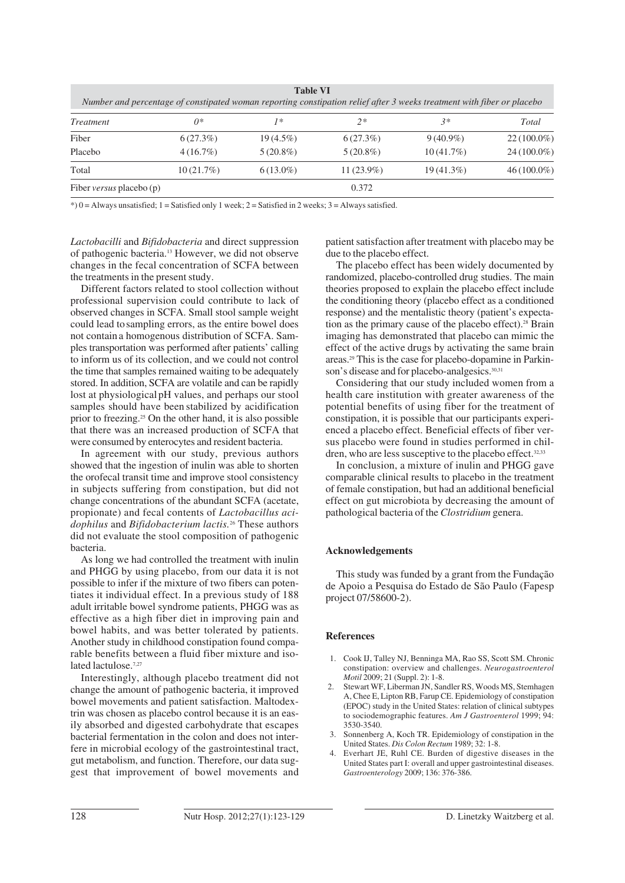**Table VI**
*Number and percentage of constipated woman reporting constipation relief after 3 weeks treatment with fiber or placebo*

| *Treatment* | *0\** | *1\** | *2\** | *3\** | *Total* |
|---|---|---|---|---|---|
| Fiber | 6 (27.3%) | 19 (4.5%) | 6 (27.3%) | 9 (40.9%) | 22 (100.0%) |
| Placebo | 4 (16.7%) | 5 (20.8%) | 5 (20.8%) | 10 (41.7%) | 24 (100.0%) |
| Total | 10 (21.7%) | 6 (13.0%) | 11 (23.9%) | 19 (41.3%) | 46 (100.0%) |
| Fiber *versus* placebo (p) | | | 0.372 | | |

*) 0 = Always unsatisfied; 1 = Satisfied only 1 week; 2 = Satisfied in 2 weeks; 3 = Always satisfied.

*Lactobacilli* and *Bifidobacteria* and direct suppression of pathogenic bacteria.[13] However, we did not observe changes in the fecal concentration of SCFA between the treatments in the present study.

Different factors related to stool collection without professional supervision could contribute to lack of observed changes in SCFA. Small stool sample weight could lead to sampling errors, as the entire bowel does not contain a homogenous distribution of SCFA. Samples transportation was performed after patients' calling to inform us of its collection, and we could not control the time that samples remained waiting to be adequately stored. In addition, SCFA are volatile and can be rapidly lost at physiological pH values, and perhaps our stool samples should have been stabilized by acidification prior to freezing.[25] On the other hand, it is also possible that there was an increased production of SCFA that were consumed by enterocytes and resident bacteria.

In agreement with our study, previous authors showed that the ingestion of inulin was able to shorten the orofecal transit time and improve stool consistency in subjects suffering from constipation, but did not change concentrations of the abundant SCFA (acetate, propionate) and fecal contents of *Lactobacillus acidophilus* and *Bifidobacterium lactis*.[26] These authors did not evaluate the stool composition of pathogenic bacteria.

As long we had controlled the treatment with inulin and PHGG by using placebo, from our data it is not possible to infer if the mixture of two fibers can potentiates it individual effect. In a previous study of 188 adult irritable bowel syndrome patients, PHGG was as effective as a high fiber diet in improving pain and bowel habits, and was better tolerated by patients. Another study in childhood constipation found comparable benefits between a fluid fiber mixture and isolated lactulose.[7,27]

Interestingly, although placebo treatment did not change the amount of pathogenic bacteria, it improved bowel movements and patient satisfaction. Maltodextrin was chosen as placebo control because it is an easily absorbed and digested carbohydrate that escapes bacterial fermentation in the colon and does not interfere in microbial ecology of the gastrointestinal tract, gut metabolism, and function. Therefore, our data suggest that improvement of bowel movements and patient satisfaction after treatment with placebo may be due to the placebo effect.

The placebo effect has been widely documented by randomized, placebo-controlled drug studies. The main theories proposed to explain the placebo effect include the conditioning theory (placebo effect as a conditioned response) and the mentalistic theory (patient's expectation as the primary cause of the placebo effect).[28] Brain imaging has demonstrated that placebo can mimic the effect of the active drugs by activating the same brain areas.[29] This is the case for placebo-dopamine in Parkinson's disease and for placebo-analgesics.[30,31]

Considering that our study included women from a health care institution with greater awareness of the potential benefits of using fiber for the treatment of constipation, it is possible that our participants experienced a placebo effect. Beneficial effects of fiber versus placebo were found in studies performed in children, who are less susceptive to the placebo effect.[32,33]

In conclusion, a mixture of inulin and PHGG gave comparable clinical results to placebo in the treatment of female constipation, but had an additional beneficial effect on gut microbiota by decreasing the amount of pathological bacteria of the *Clostridium* genera.

## Acknowledgements

This study was funded by a grant from the Fundação de Apoio a Pesquisa do Estado de São Paulo (Fapesp project 07/58600-2).

## References

1. Cook IJ, Talley NJ, Benninga MA, Rao SS, Scott SM. Chronic constipation: overview and challenges. *Neurogastroenterol Motil* 2009; 21 (Suppl. 2): 1-8.
2. Stewart WF, Liberman JN, Sandler RS, Woods MS, Stemhagen A, Chee E, Lipton RB, Farup CE. Epidemiology of constipation (EPOC) study in the United States: relation of clinical subtypes to sociodemographic features. *Am J Gastroenterol* 1999; 94: 3530-3540.
3. Sonnenberg A, Koch TR. Epidemiology of constipation in the United States. *Dis Colon Rectum* 1989; 32: 1-8.
4. Everhart JE, Ruhl CE. Burden of digestive diseases in the United States part I: overall and upper gastrointestinal diseases. *Gastroenterology* 2009; 136: 376-386.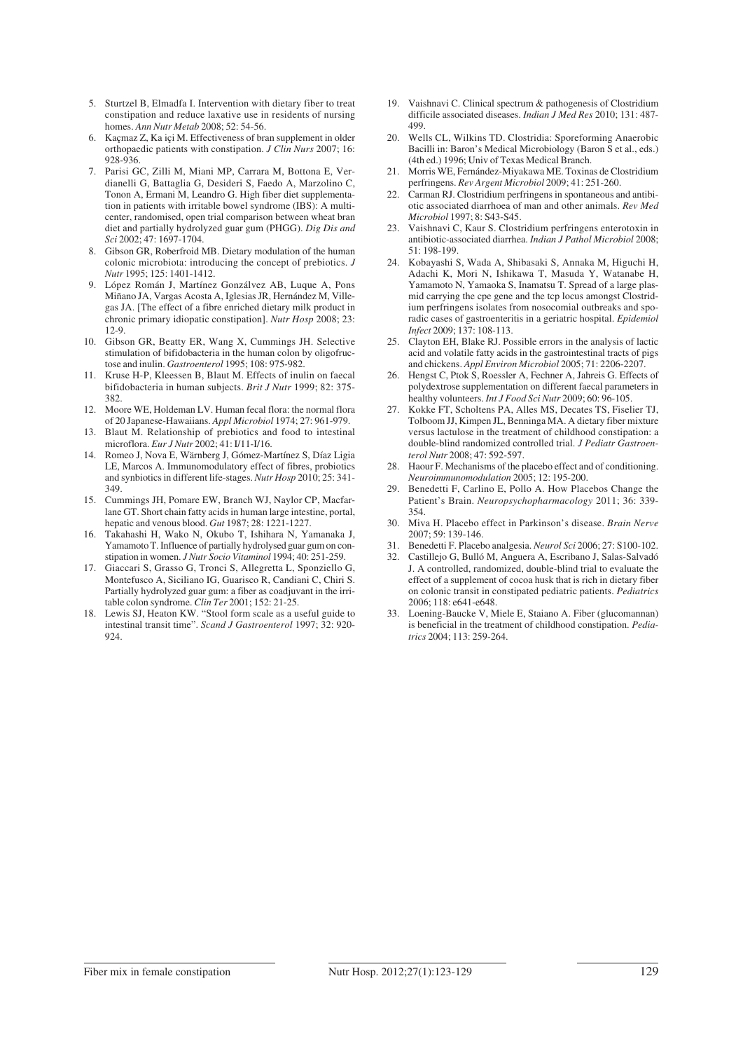5. Sturtzel B, Elmadfa I. Intervention with dietary fiber to treat constipation and reduce laxative use in residents of nursing homes. *Ann Nutr Metab* 2008; 52: 54-56.
6. Kaçmaz Z, Ka içi M. Effectiveness of bran supplement in older orthopaedic patients with constipation. *J Clin Nurs* 2007; 16: 928-936.
7. Parisi GC, Zilli M, Miani MP, Carrara M, Bottona E, Verdianelli G, Battaglia G, Desideri S, Faedo A, Marzolino C, Tonon A, Ermani M, Leandro G. High fiber diet supplementation in patients with irritable bowel syndrome (IBS): A multicenter, randomised, open trial comparison between wheat bran diet and partially hydrolyzed guar gum (PHGG). *Dig Dis and Sci* 2002; 47: 1697-1704.
8. Gibson GR, Roberfroid MB. Dietary modulation of the human colonic microbiota: introducing the concept of prebiotics. *J Nutr* 1995; 125: 1401-1412.
9. López Román J, Martínez Gonzálvez AB, Luque A, Pons Miñano JA, Vargas Acosta A, Iglesias JR, Hernández M, Villegas JA. [The effect of a fibre enriched dietary milk product in chronic primary idiopatic constipation]. *Nutr Hosp* 2008; 23: 12-9.
10. Gibson GR, Beatty ER, Wang X, Cummings JH. Selective stimulation of bifidobacteria in the human colon by oligofructose and inulin. *Gastroenterol* 1995; 108: 975-982.
11. Kruse H-P, Kleessen B, Blaut M. Effects of inulin on faecal bifidobacteria in human subjects. *Brit J Nutr* 1999; 82: 375-382.
12. Moore WE, Holdeman LV. Human fecal flora: the normal flora of 20 Japanese-Hawaiians. *Appl Microbiol* 1974; 27: 961-979.
13. Blaut M. Relationship of prebiotics and food to intestinal microflora. *Eur J Nutr* 2002; 41: I/11-I/16.
14. Romeo J, Nova E, Wärnberg J, Gómez-Martínez S, Díaz Ligia LE, Marcos A. Immunomodulatory effect of fibres, probiotics and synbiotics in different life-stages. *Nutr Hosp* 2010; 25: 341-349.
15. Cummings JH, Pomare EW, Branch WJ, Naylor CP, Macfarlane GT. Short chain fatty acids in human large intestine, portal, hepatic and venous blood. *Gut* 1987; 28: 1221-1227.
16. Takahashi H, Wako N, Okubo T, Ishihara N, Yamanaka J, Yamamoto T. Influence of partially hydrolysed guar gum on constipation in women. *J Nutr Socio Vitaminol* 1994; 40: 251-259.
17. Giaccari S, Grasso G, Tronci S, Allegretta L, Sponziello G, Montefusco A, Siciliano IG, Guarisco R, Candiani C, Chiri S. Partially hydrolyzed guar gum: a fiber as coadjuvant in the irritable colon syndrome. *Clin Ter* 2001; 152: 21-25.
18. Lewis SJ, Heaton KW. "Stool form scale as a useful guide to intestinal transit time". *Scand J Gastroenterol* 1997; 32: 920-924.
19. Vaishnavi C. Clinical spectrum & pathogenesis of Clostridium difficile associated diseases. *Indian J Med Res* 2010; 131: 487-499.
20. Wells CL, Wilkins TD. Clostridia: Sporeforming Anaerobic Bacilli in: Baron's Medical Microbiology (Baron S et al., eds.) (4th ed.) 1996; Univ of Texas Medical Branch.
21. Morris WE, Fernández-Miyakawa ME. Toxinas de Clostridium perfringens. *Rev Argent Microbiol* 2009; 41: 251-260.
22. Carman RJ. Clostridium perfringens in spontaneous and antibiotic associated diarrhoea of man and other animals. *Rev Med Microbiol* 1997; 8: S43-S45.
23. Vaishnavi C, Kaur S. Clostridium perfringens enterotoxin in antibiotic-associated diarrhea. *Indian J Pathol Microbiol* 2008; 51: 198-199.
24. Kobayashi S, Wada A, Shibasaki S, Annaka M, Higuchi H, Adachi K, Mori N, Ishikawa T, Masuda Y, Watanabe H, Yamamoto N, Yamaoka S, Inamatsu T. Spread of a large plasmid carrying the cpe gene and the tcp locus amongst Clostridium perfringens isolates from nosocomial outbreaks and sporadic cases of gastroenteritis in a geriatric hospital. *Epidemiol Infect* 2009; 137: 108-113.
25. Clayton EH, Blake RJ. Possible errors in the analysis of lactic acid and volatile fatty acids in the gastrointestinal tracts of pigs and chickens. *Appl Environ Microbiol* 2005; 71: 2206-2207.
26. Hengst C, Ptok S, Roessler A, Fechner A, Jahreis G. Effects of polydextrose supplementation on different faecal parameters in healthy volunteers. *Int J Food Sci Nutr* 2009; 60: 96-105.
27. Kokke FT, Scholtens PA, Alles MS, Decates TS, Fiselier TJ, Tolboom JJ, Kimpen JL, Benninga MA. A dietary fiber mixture versus lactulose in the treatment of childhood constipation: a double-blind randomized controlled trial. *J Pediatr Gastroenterol Nutr* 2008; 47: 592-597.
28. Haour F. Mechanisms of the placebo effect and of conditioning. *Neuroimmunomodulation* 2005; 12: 195-200.
29. Benedetti F, Carlino E, Pollo A. How Placebos Change the Patient's Brain. *Neuropsychopharmacology* 2011; 36: 339-354.
30. Miva H. Placebo effect in Parkinson's disease. *Brain Nerve* 2007; 59: 139-146.
31. Benedetti F. Placebo analgesia. *Neurol Sci* 2006; 27: S100-102.
32. Castillejo G, Bulló M, Anguera A, Escribano J, Salas-Salvadó J. A controlled, randomized, double-blind trial to evaluate the effect of a supplement of cocoa husk that is rich in dietary fiber on colonic transit in constipated pediatric patients. *Pediatrics* 2006; 118: e641-e648.
33. Loening-Baucke V, Miele E, Staiano A. Fiber (glucomannan) is beneficial in the treatment of childhood constipation. *Pediatrics* 2004; 113: 259-264.